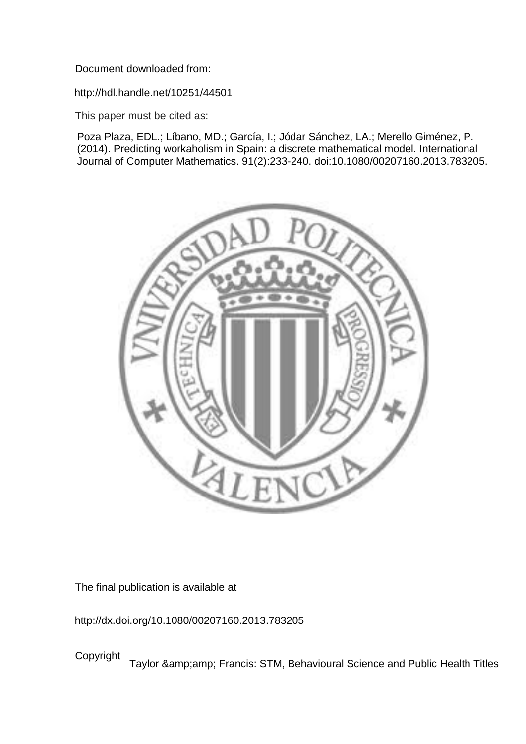Document downloaded from:

http://hdl.handle.net/10251/44501

This paper must be cited as:

Poza Plaza, EDL.; Líbano, MD.; García, I.; Jódar Sánchez, LA.; Merello Giménez, P. (2014). Predicting workaholism in Spain: a discrete mathematical model. International Journal of Computer Mathematics. 91(2):233-240. doi:10.1080/00207160.2013.783205.

The final publication is available at

http://dx.doi.org/10.1080/00207160.2013.783205

Copyright Taylor &amp;amp; Francis: STM, Behavioural Science and Public Health Titles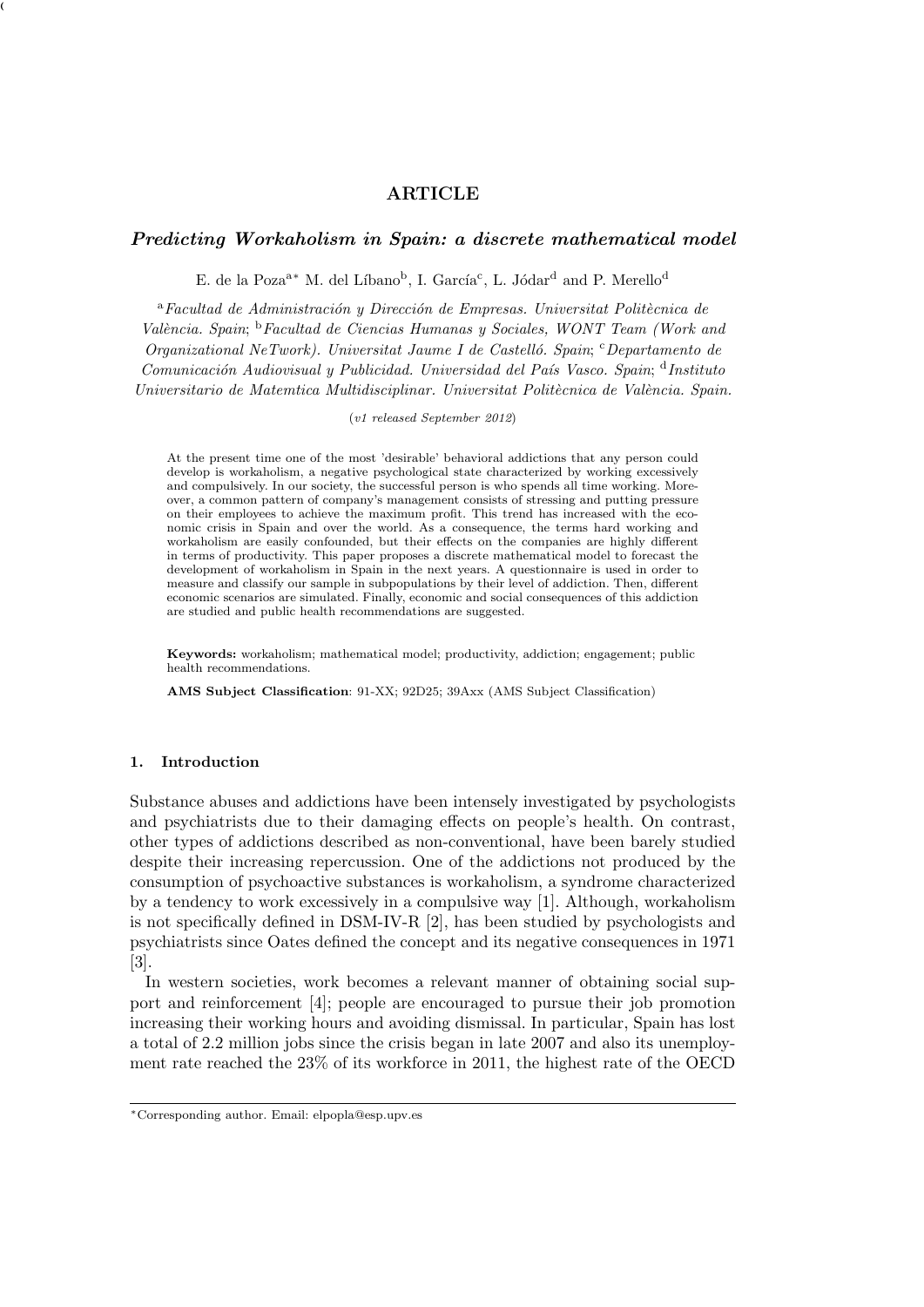**ARTICLE**

## *Predicting Workaholism in Spain: a discrete mathematical model*

E. de la Poza[a*] M. del Líbano[b], I. García[c], L. Jódar[d] and P. Merello[d]

[a]*Facultad de Administración y Dirección de Empresas. Universitat Politècnica de València. Spain*; [b]*Facultad de Ciencias Humanas y Sociales, WONT Team (Work and Organizational NeTwork). Universitat Jaume I de Castelló. Spain*; [c]*Departamento de Comunicación Audiovisual y Publicidad. Universidad del País Vasco. Spain*; [d]*Instituto Universitario de Matemtica Multidisciplinar. Universitat Politècnica de València. Spain.*

(*v1 released September 2012*)

At the present time one of the most 'desirable' behavioral addictions that any person could develop is workaholism, a negative psychological state characterized by working excessively and compulsively. In our society, the successful person is who spends all time working. Moreover, a common pattern of company's management consists of stressing and putting pressure on their employees to achieve the maximum profit. This trend has increased with the economic crisis in Spain and over the world. As a consequence, the terms hard working and workaholism are easily confounded, but their effects on the companies are highly different in terms of productivity. This paper proposes a discrete mathematical model to forecast the development of workaholism in Spain in the next years. A questionnaire is used in order to measure and classify our sample in subpopulations by their level of addiction. Then, different economic scenarios are simulated. Finally, economic and social consequences of this addiction are studied and public health recommendations are suggested.

**Keywords:** workaholism; mathematical model; productivity, addiction; engagement; public health recommendations.

**AMS Subject Classification**: 91-XX; 92D25; 39Axx (AMS Subject Classification)

### 1. Introduction

Substance abuses and addictions have been intensely investigated by psychologists and psychiatrists due to their damaging effects on people's health. On contrast, other types of addictions described as non-conventional, have been barely studied despite their increasing repercussion. One of the addictions not produced by the consumption of psychoactive substances is workaholism, a syndrome characterized by a tendency to work excessively in a compulsive way [1]. Although, workaholism is not specifically defined in DSM-IV-R [2], has been studied by psychologists and psychiatrists since Oates defined the concept and its negative consequences in 1971 [3].

In western societies, work becomes a relevant manner of obtaining social support and reinforcement [4]; people are encouraged to pursue their job promotion increasing their working hours and avoiding dismissal. In particular, Spain has lost a total of 2.2 million jobs since the crisis began in late 2007 and also its unemployment rate reached the 23% of its workforce in 2011, the highest rate of the OECD

*Corresponding author. Email: elpopla@esp.upv.es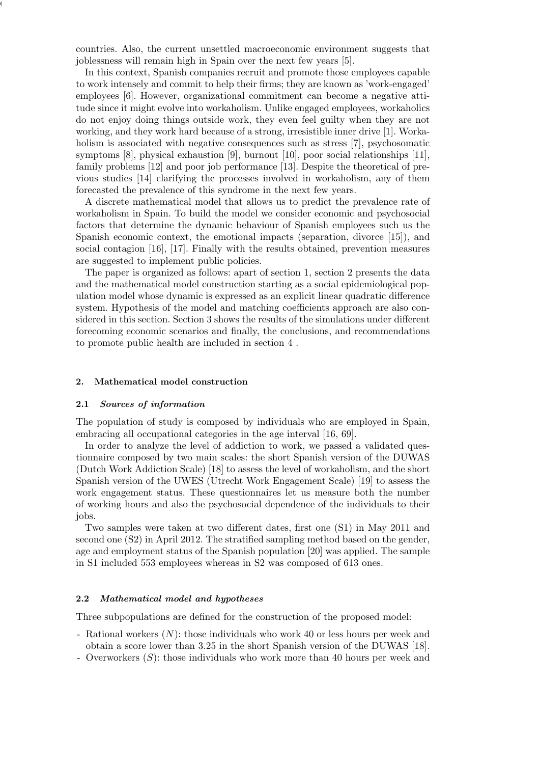countries. Also, the current unsettled macroeconomic environment suggests that joblessness will remain high in Spain over the next few years [5].

In this context, Spanish companies recruit and promote those employees capable to work intensely and commit to help their firms; they are known as 'work-engaged' employees [6]. However, organizational commitment can become a negative attitude since it might evolve into workaholism. Unlike engaged employees, workaholics do not enjoy doing things outside work, they even feel guilty when they are not working, and they work hard because of a strong, irresistible inner drive [1]. Workaholism is associated with negative consequences such as stress [7], psychosomatic symptoms [8], physical exhaustion [9], burnout [10], poor social relationships [11], family problems [12] and poor job performance [13]. Despite the theoretical of previous studies [14] clarifying the processes involved in workaholism, any of them forecasted the prevalence of this syndrome in the next few years.

A discrete mathematical model that allows us to predict the prevalence rate of workaholism in Spain. To build the model we consider economic and psychosocial factors that determine the dynamic behaviour of Spanish employees such us the Spanish economic context, the emotional impacts (separation, divorce [15]), and social contagion [16], [17]. Finally with the results obtained, prevention measures are suggested to implement public policies.

The paper is organized as follows: apart of section 1, section 2 presents the data and the mathematical model construction starting as a social epidemiological population model whose dynamic is expressed as an explicit linear quadratic difference system. Hypothesis of the model and matching coefficients approach are also considered in this section. Section 3 shows the results of the simulations under different forecoming economic scenarios and finally, the conclusions, and recommendations to promote public health are included in section 4 .

## 2. Mathematical model construction

### 2.1 *Sources of information*

The population of study is composed by individuals who are employed in Spain, embracing all occupational categories in the age interval [16, 69].

In order to analyze the level of addiction to work, we passed a validated questionnaire composed by two main scales: the short Spanish version of the DUWAS (Dutch Work Addiction Scale) [18] to assess the level of workaholism, and the short Spanish version of the UWES (Utrecht Work Engagement Scale) [19] to assess the work engagement status. These questionnaires let us measure both the number of working hours and also the psychosocial dependence of the individuals to their jobs.

Two samples were taken at two different dates, first one (S1) in May 2011 and second one (S2) in April 2012. The stratified sampling method based on the gender, age and employment status of the Spanish population [20] was applied. The sample in S1 included 553 employees whereas in S2 was composed of 613 ones.

### 2.2 *Mathematical model and hypotheses*

Three subpopulations are defined for the construction of the proposed model:

- Rational workers ($N$): those individuals who work 40 or less hours per week and obtain a score lower than 3.25 in the short Spanish version of the DUWAS [18].
- Overworkers ($S$): those individuals who work more than 40 hours per week and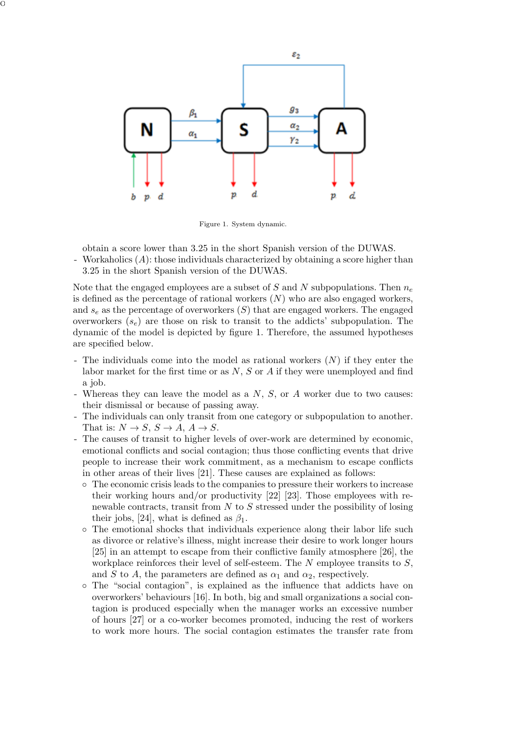Figure 1. System dynamic.

obtain a score lower than 3.25 in the short Spanish version of the DUWAS.

- Workaholics ($A$): those individuals characterized by obtaining a score higher than 3.25 in the short Spanish version of the DUWAS.

Note that the engaged employees are a subset of $S$ and $N$ subpopulations. Then $n_e$ is defined as the percentage of rational workers ($N$) who are also engaged workers, and $s_e$ as the percentage of overworkers ($S$) that are engaged workers. The engaged overworkers ($s_e$) are those on risk to transit to the addicts' subpopulation. The dynamic of the model is depicted by figure 1. Therefore, the assumed hypotheses are specified below.

- The individuals come into the model as rational workers ($N$) if they enter the labor market for the first time or as $N$, $S$ or $A$ if they were unemployed and find a job.
- Whereas they can leave the model as a $N$, $S$, or $A$ worker due to two causes: their dismissal or because of passing away.
- The individuals can only transit from one category or subpopulation to another. That is: $N \to S$, $S \to A$, $A \to S$.
- The causes of transit to higher levels of over-work are determined by economic, emotional conflicts and social contagion; thus those conflicting events that drive people to increase their work commitment, as a mechanism to escape conflicts in other areas of their lives [21]. These causes are explained as follows:
  - The economic crisis leads to the companies to pressure their workers to increase their working hours and/or productivity [22] [23]. Those employees with renewable contracts, transit from $N$ to $S$ stressed under the possibility of losing their jobs, [24], what is defined as $\beta_1$.
  - The emotional shocks that individuals experience along their labor life such as divorce or relative's illness, might increase their desire to work longer hours [25] in an attempt to escape from their conflictive family atmosphere [26], the workplace reinforces their level of self-esteem. The $N$ employee transits to $S$, and $S$ to $A$, the parameters are defined as $\alpha_1$ and $\alpha_2$, respectively.
  - The "social contagion", is explained as the influence that addicts have on overworkers' behaviours [16]. In both, big and small organizations a social contagion is produced especially when the manager works an excessive number of hours [27] or a co-worker becomes promoted, inducing the rest of workers to work more hours. The social contagion estimates the transfer rate from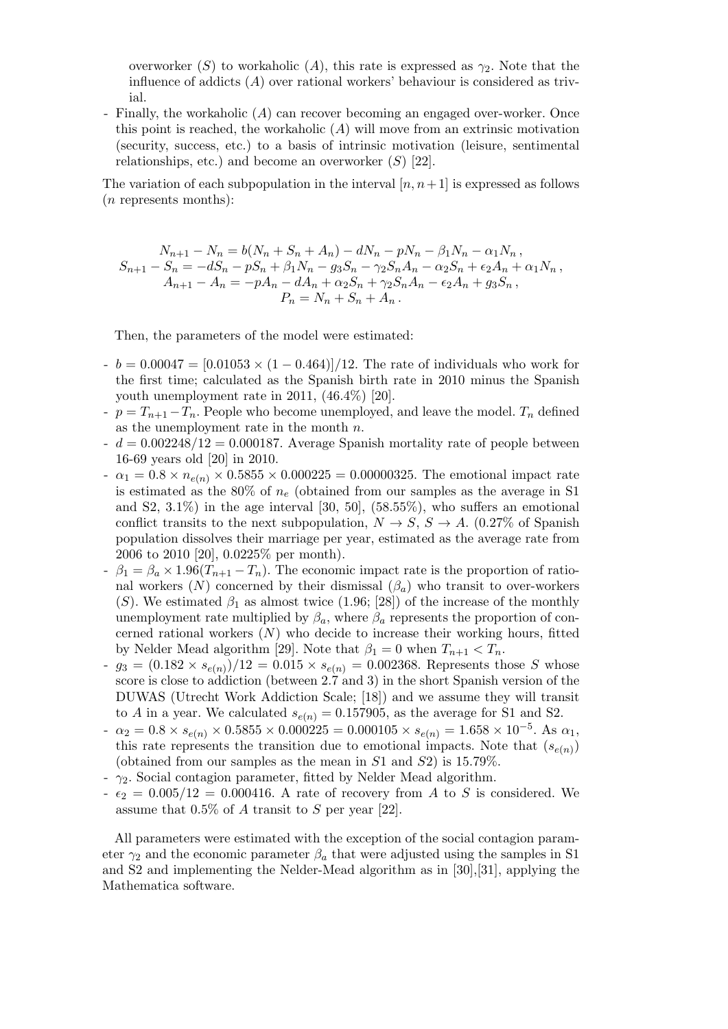overworker ($S$) to workaholic ($A$), this rate is expressed as $\gamma_2$. Note that the influence of addicts ($A$) over rational workers' behaviour is considered as trivial.

- Finally, the workaholic ($A$) can recover becoming an engaged over-worker. Once this point is reached, the workaholic ($A$) will move from an extrinsic motivation (security, success, etc.) to a basis of intrinsic motivation (leisure, sentimental relationships, etc.) and become an overworker ($S$) [22].

The variation of each subpopulation in the interval $[n, n+1]$ is expressed as follows ($n$ represents months):

$$
\begin{gathered}
N_{n+1} - N_n = b(N_n + S_n + A_n) - dN_n - pN_n - \beta_1 N_n - \alpha_1 N_n \,, \\
S_{n+1} - S_n = -dS_n - pS_n + \beta_1 N_n - g_3 S_n - \gamma_2 S_n A_n - \alpha_2 S_n + \epsilon_2 A_n + \alpha_1 N_n \,, \\
A_{n+1} - A_n = -pA_n - dA_n + \alpha_2 S_n + \gamma_2 S_n A_n - \epsilon_2 A_n + g_3 S_n \,, \\
P_n = N_n + S_n + A_n \,.
\end{gathered}
$$

Then, the parameters of the model were estimated:

- $b = 0.00047 = [0.01053 \times (1 - 0.464)]/12$. The rate of individuals who work for the first time; calculated as the Spanish birth rate in 2010 minus the Spanish youth unemployment rate in 2011, (46.4%) [20].
- $p = T_{n+1} - T_n$. People who become unemployed, and leave the model. $T_n$ defined as the unemployment rate in the month $n$.
- $d = 0.002248/12 = 0.000187$. Average Spanish mortality rate of people between 16-69 years old [20] in 2010.
- $\alpha_1 = 0.8 \times n_{e(n)} \times 0.5855 \times 0.000225 = 0.00000325$. The emotional impact rate is estimated as the 80% of $n_e$ (obtained from our samples as the average in S1 and S2, 3.1%) in the age interval [30, 50], (58.55%), who suffers an emotional conflict transits to the next subpopulation, $N \to S$, $S \to A$. (0.27% of Spanish population dissolves their marriage per year, estimated as the average rate from 2006 to 2010 [20], 0.0225% per month).
- $\beta_1 = \beta_a \times 1.96(T_{n+1} - T_n)$. The economic impact rate is the proportion of rational workers ($N$) concerned by their dismissal ($\beta_a$) who transit to over-workers ($S$). We estimated $\beta_1$ as almost twice (1.96; [28]) of the increase of the monthly unemployment rate multiplied by $\beta_a$, where $\beta_a$ represents the proportion of concerned rational workers ($N$) who decide to increase their working hours, fitted by Nelder Mead algorithm [29]. Note that $\beta_1 = 0$ when $T_{n+1} < T_n$.
- $g_3 = (0.182 \times s_{e(n)})/12 = 0.015 \times s_{e(n)} = 0.002368$. Represents those $S$ whose score is close to addiction (between 2.7 and 3) in the short Spanish version of the DUWAS (Utrecht Work Addiction Scale; [18]) and we assume they will transit to $A$ in a year. We calculated $s_{e(n)} = 0.157905$, as the average for S1 and S2.
- $\alpha_2 = 0.8 \times s_{e(n)} \times 0.5855 \times 0.000225 = 0.000105 \times s_{e(n)} = 1.658 \times 10^{-5}$. As $\alpha_1$, this rate represents the transition due to emotional impacts. Note that ($s_{e(n)}$) (obtained from our samples as the mean in $S1$ and $S2$) is 15.79%.
- $\gamma_2$. Social contagion parameter, fitted by Nelder Mead algorithm.
- $\epsilon_2 = 0.005/12 = 0.000416$. A rate of recovery from $A$ to $S$ is considered. We assume that 0.5% of $A$ transit to $S$ per year [22].

All parameters were estimated with the exception of the social contagion parameter $\gamma_2$ and the economic parameter $\beta_a$ that were adjusted using the samples in S1 and S2 and implementing the Nelder-Mead algorithm as in [30],[31], applying the Mathematica software.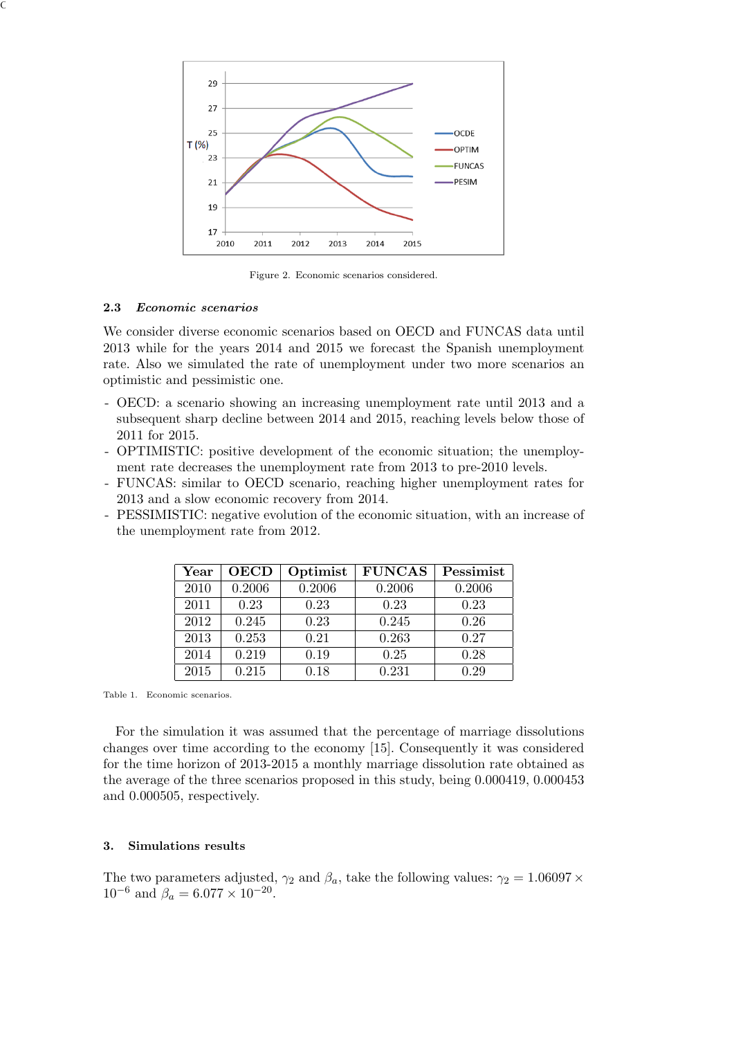Figure 2. Economic scenarios considered.

### 2.3 *Economic scenarios*

We consider diverse economic scenarios based on OECD and FUNCAS data until 2013 while for the years 2014 and 2015 we forecast the Spanish unemployment rate. Also we simulated the rate of unemployment under two more scenarios an optimistic and pessimistic one.

- OECD: a scenario showing an increasing unemployment rate until 2013 and a subsequent sharp decline between 2014 and 2015, reaching levels below those of 2011 for 2015.
- OPTIMISTIC: positive development of the economic situation; the unemployment rate decreases the unemployment rate from 2013 to pre-2010 levels.
- FUNCAS: similar to OECD scenario, reaching higher unemployment rates for 2013 and a slow economic recovery from 2014.
- PESSIMISTIC: negative evolution of the economic situation, with an increase of the unemployment rate from 2012.

| Year | OECD | Optimist | FUNCAS | Pessimist |
|---|---|---|---|---|
| 2010 | 0.2006 | 0.2006 | 0.2006 | 0.2006 |
| 2011 | 0.23 | 0.23 | 0.23 | 0.23 |
| 2012 | 0.245 | 0.23 | 0.245 | 0.26 |
| 2013 | 0.253 | 0.21 | 0.263 | 0.27 |
| 2014 | 0.219 | 0.19 | 0.25 | 0.28 |
| 2015 | 0.215 | 0.18 | 0.231 | 0.29 |

Table 1. Economic scenarios.

For the simulation it was assumed that the percentage of marriage dissolutions changes over time according to the economy [15]. Consequently it was considered for the time horizon of 2013-2015 a monthly marriage dissolution rate obtained as the average of the three scenarios proposed in this study, being 0.000419, 0.000453 and 0.000505, respectively.

## 3. Simulations results

The two parameters adjusted, $\gamma_2$ and $\beta_a$, take the following values: $\gamma_2 = 1.06097 \times 10^{-6}$ and $\beta_a = 6.077 \times 10^{-20}$.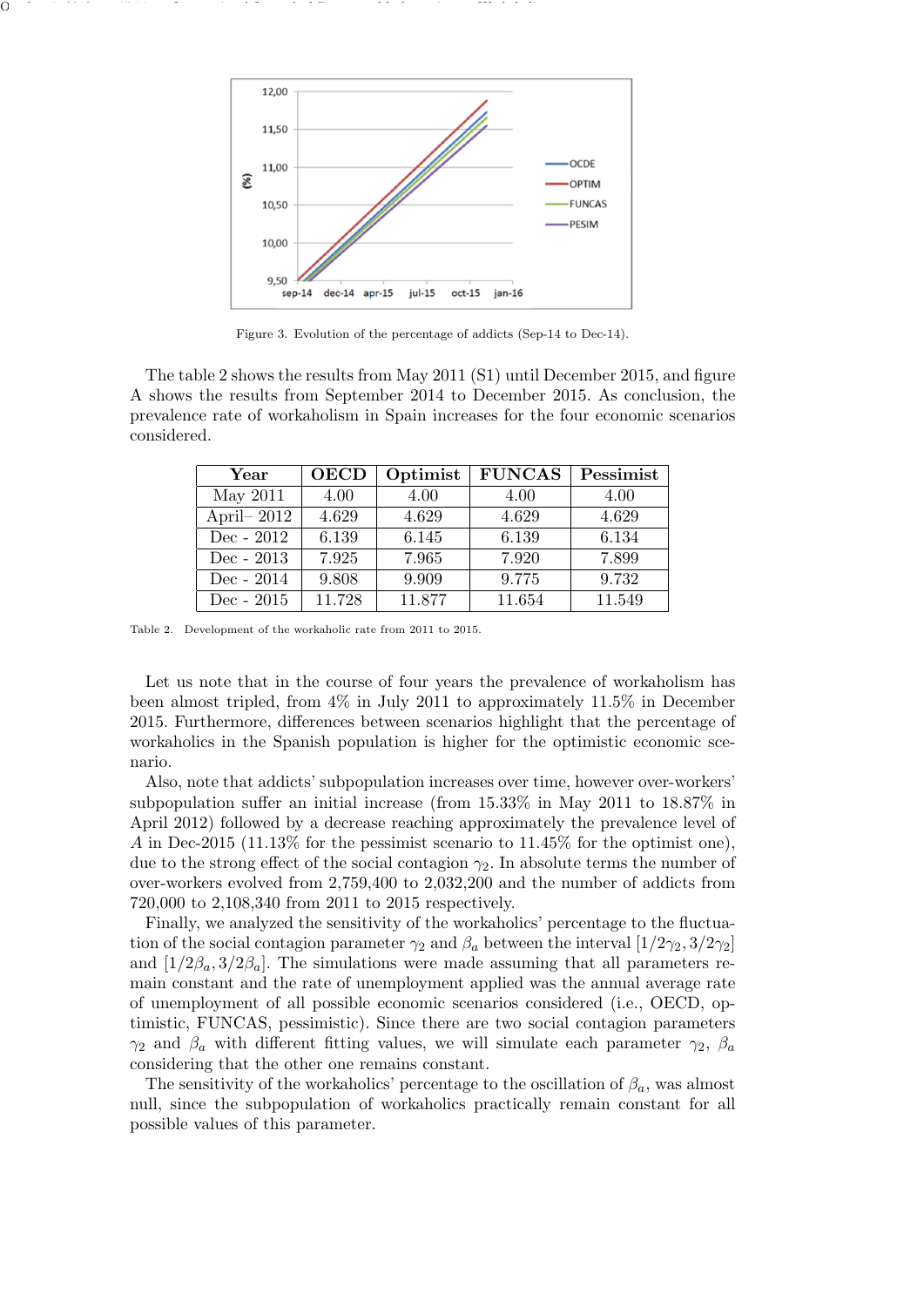Figure 3. Evolution of the percentage of addicts (Sep-14 to Dec-14).

The table 2 shows the results from May 2011 (S1) until December 2015, and figure A shows the results from September 2014 to December 2015. As conclusion, the prevalence rate of workaholism in Spain increases for the four economic scenarios considered.

| Year | OECD | Optimist | FUNCAS | Pessimist |
|---|---|---|---|---|
| May 2011 | 4.00 | 4.00 | 4.00 | 4.00 |
| April– 2012 | 4.629 | 4.629 | 4.629 | 4.629 |
| Dec - 2012 | 6.139 | 6.145 | 6.139 | 6.134 |
| Dec - 2013 | 7.925 | 7.965 | 7.920 | 7.899 |
| Dec - 2014 | 9.808 | 9.909 | 9.775 | 9.732 |
| Dec - 2015 | 11.728 | 11.877 | 11.654 | 11.549 |

Table 2. Development of the workaholic rate from 2011 to 2015.

Let us note that in the course of four years the prevalence of workaholism has been almost tripled, from 4% in July 2011 to approximately 11.5% in December 2015. Furthermore, differences between scenarios highlight that the percentage of workaholics in the Spanish population is higher for the optimistic economic scenario.

Also, note that addicts' subpopulation increases over time, however over-workers' subpopulation suffer an initial increase (from 15.33% in May 2011 to 18.87% in April 2012) followed by a decrease reaching approximately the prevalence level of $A$ in Dec-2015 (11.13% for the pessimist scenario to 11.45% for the optimist one), due to the strong effect of the social contagion $\gamma_2$. In absolute terms the number of over-workers evolved from 2,759,400 to 2,032,200 and the number of addicts from 720,000 to 2,108,340 from 2011 to 2015 respectively.

Finally, we analyzed the sensitivity of the workaholics' percentage to the fluctuation of the social contagion parameter $\gamma_2$ and $\beta_a$ between the interval $[1/2\gamma_2, 3/2\gamma_2]$ and $[1/2\beta_a, 3/2\beta_a]$. The simulations were made assuming that all parameters remain constant and the rate of unemployment applied was the annual average rate of unemployment of all possible economic scenarios considered (i.e., OECD, optimistic, FUNCAS, pessimistic). Since there are two social contagion parameters $\gamma_2$ and $\beta_a$ with different fitting values, we will simulate each parameter $\gamma_2$, $\beta_a$ considering that the other one remains constant.

The sensitivity of the workaholics' percentage to the oscillation of $\beta_a$, was almost null, since the subpopulation of workaholics practically remain constant for all possible values of this parameter.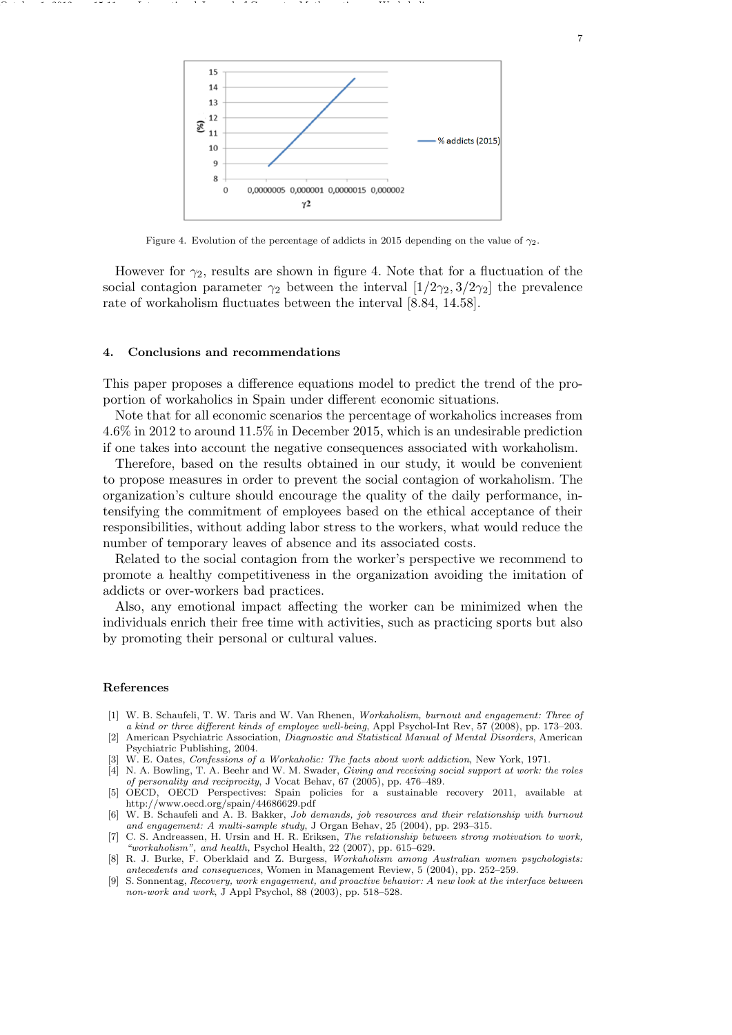Figure 4. Evolution of the percentage of addicts in 2015 depending on the value of $\gamma_2$.

However for $\gamma_2$, results are shown in figure 4. Note that for a fluctuation of the social contagion parameter $\gamma_2$ between the interval $[1/2\gamma_2, 3/2\gamma_2]$ the prevalence rate of workaholism fluctuates between the interval $[8.84, 14.58]$.

## 4. Conclusions and recommendations

This paper proposes a difference equations model to predict the trend of the proportion of workaholics in Spain under different economic situations.

Note that for all economic scenarios the percentage of workaholics increases from 4.6% in 2012 to around 11.5% in December 2015, which is an undesirable prediction if one takes into account the negative consequences associated with workaholism.

Therefore, based on the results obtained in our study, it would be convenient to propose measures in order to prevent the social contagion of workaholism. The organization's culture should encourage the quality of the daily performance, intensifying the commitment of employees based on the ethical acceptance of their responsibilities, without adding labor stress to the workers, what would reduce the number of temporary leaves of absence and its associated costs.

Related to the social contagion from the worker's perspective we recommend to promote a healthy competitiveness in the organization avoiding the imitation of addicts or over-workers bad practices.

Also, any emotional impact affecting the worker can be minimized when the individuals enrich their free time with activities, such as practicing sports but also by promoting their personal or cultural values.

## References

[1] W. B. Schaufeli, T. W. Taris and W. Van Rhenen, *Workaholism, burnout and engagement: Three of a kind or three different kinds of employee well-being*, Appl Psychol-Int Rev, 57 (2008), pp. 173–203.

[2] American Psychiatric Association, *Diagnostic and Statistical Manual of Mental Disorders*, American Psychiatric Publishing, 2004.

[3] W. E. Oates, *Confessions of a Workaholic: The facts about work addiction*, New York, 1971.

[4] N. A. Bowling, T. A. Beehr and W. M. Swader, *Giving and receiving social support at work: the roles of personality and reciprocity*, J Vocat Behav, 67 (2005), pp. 476–489.

[5] OECD, OECD Perspectives: Spain policies for a sustainable recovery 2011, available at http://www.oecd.org/spain/44686629.pdf

[6] W. B. Schaufeli and A. B. Bakker, *Job demands, job resources and their relationship with burnout and engagement: A multi-sample study*, J Organ Behav, 25 (2004), pp. 293–315.

[7] C. S. Andreassen, H. Ursin and H. R. Eriksen, *The relationship between strong motivation to work, "workaholism", and health*, Psychol Health, 22 (2007), pp. 615–629.

[8] R. J. Burke, F. Oberklaid and Z. Burgess, *Workaholism among Australian women psychologists: antecedents and consequences*, Women in Management Review, 5 (2004), pp. 252–259.

[9] S. Sonnentag, *Recovery, work engagement, and proactive behavior: A new look at the interface between non-work and work*, J Appl Psychol, 88 (2003), pp. 518–528.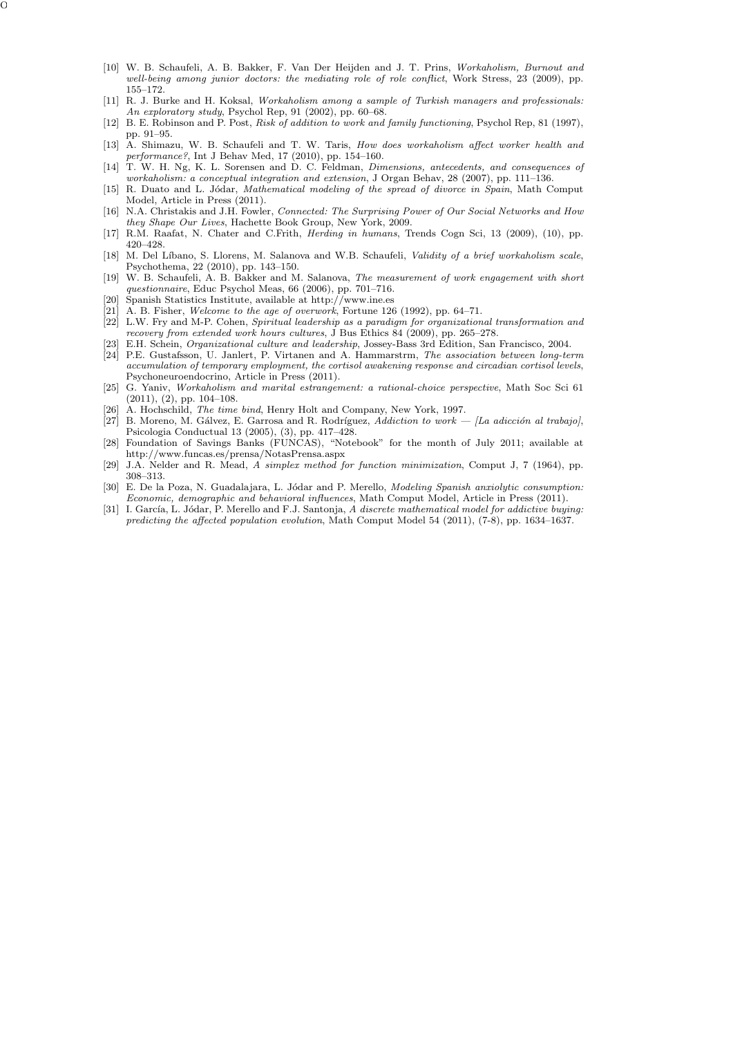[10] W. B. Schaufeli, A. B. Bakker, F. Van Der Heijden and J. T. Prins, *Workaholism, Burnout and well-being among junior doctors: the mediating role of role conflict*, Work Stress, 23 (2009), pp. 155–172.

[11] R. J. Burke and H. Koksal, *Workaholism among a sample of Turkish managers and professionals: An exploratory study*, Psychol Rep, 91 (2002), pp. 60–68.

[12] B. E. Robinson and P. Post, *Risk of addition to work and family functioning*, Psychol Rep, 81 (1997), pp. 91–95.

[13] A. Shimazu, W. B. Schaufeli and T. W. Taris, *How does workaholism affect worker health and performance?*, Int J Behav Med, 17 (2010), pp. 154–160.

[14] T. W. H. Ng, K. L. Sorensen and D. C. Feldman, *Dimensions, antecedents, and consequences of workaholism: a conceptual integration and extension*, J Organ Behav, 28 (2007), pp. 111–136.

[15] R. Duato and L. Jódar, *Mathematical modeling of the spread of divorce in Spain*, Math Comput Model, Article in Press (2011).

[16] N.A. Christakis and J.H. Fowler, *Connected: The Surprising Power of Our Social Networks and How they Shape Our Lives*, Hachette Book Group, New York, 2009.

[17] R.M. Raafat, N. Chater and C.Frith, *Herding in humans*, Trends Cogn Sci, 13 (2009), (10), pp. 420–428.

[18] M. Del Líbano, S. Llorens, M. Salanova and W.B. Schaufeli, *Validity of a brief workaholism scale*, Psychothema, 22 (2010), pp. 143–150.

[19] W. B. Schaufeli, A. B. Bakker and M. Salanova, *The measurement of work engagement with short questionnaire*, Educ Psychol Meas, 66 (2006), pp. 701–716.

[20] Spanish Statistics Institute, available at http://www.ine.es

[21] A. B. Fisher, *Welcome to the age of overwork*, Fortune 126 (1992), pp. 64–71.

[22] L.W. Fry and M-P. Cohen, *Spiritual leadership as a paradigm for organizational transformation and recovery from extended work hours cultures*, J Bus Ethics 84 (2009), pp. 265–278.

[23] E.H. Schein, *Organizational culture and leadership*, Jossey-Bass 3rd Edition, San Francisco, 2004.

[24] P.E. Gustafsson, U. Janlert, P. Virtanen and A. Hammarstrm, *The association between long-term accumulation of temporary employment, the cortisol awakening response and circadian cortisol levels*, Psychoneuroendocrino, Article in Press (2011).

[25] G. Yaniv, *Workaholism and marital estrangement: a rational-choice perspective*, Math Soc Sci 61 (2011), (2), pp. 104–108.

[26] A. Hochschild, *The time bind*, Henry Holt and Company, New York, 1997.

[27] B. Moreno, M. Gálvez, E. Garrosa and R. Rodríguez, *Addiction to work — [La adicción al trabajo]*, Psicologia Conductual 13 (2005), (3), pp. 417–428.

[28] Foundation of Savings Banks (FUNCAS), "Notebook" for the month of July 2011; available at http://www.funcas.es/prensa/NotasPrensa.aspx

[29] J.A. Nelder and R. Mead, *A simplex method for function minimization*, Comput J, 7 (1964), pp. 308–313.

[30] E. De la Poza, N. Guadalajara, L. Jódar and P. Merello, *Modeling Spanish anxiolytic consumption: Economic, demographic and behavioral influences*, Math Comput Model, Article in Press (2011).

[31] I. García, L. Jódar, P. Merello and F.J. Santonja, *A discrete mathematical model for addictive buying: predicting the affected population evolution*, Math Comput Model 54 (2011), (7-8), pp. 1634–1637.